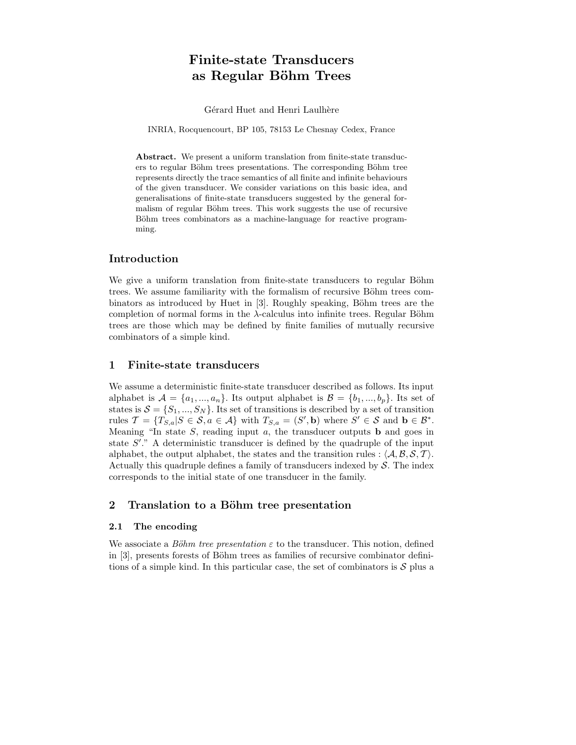# Finite-state Transducers as Regular Böhm Trees

Gérard Huet and Henri Laulhère

INRIA, Rocquencourt, BP 105, 78153 Le Chesnay Cedex, France

**Abstract.** We present a uniform translation from finite-state transducers to regular Böhm trees presentations. The corresponding Böhm tree represents directly the trace semantics of all finite and infinite behaviours of the given transducer. We consider variations on this basic idea, and generalisations of finite-state transducers suggested by the general formalism of regular Böhm trees. This work suggests the use of recursive Böhm trees combinators as a machine-language for reactive programming.

## Introduction

We give a uniform translation from finite-state transducers to regular Böhm trees. We assume familiarity with the formalism of recursive Böhm trees combinators as introduced by Huet in [3]. Roughly speaking, Böhm trees are the completion of normal forms in the $\lambda$-calculus into infinite trees. Regular Böhm trees are those which may be defined by finite families of mutually recursive combinators of a simple kind.

## 1 Finite-state transducers

We assume a deterministic finite-state transducer described as follows. Its input alphabet is $\mathcal{A} = \{a_1, ..., a_n\}$. Its output alphabet is $\mathcal{B} = \{b_1, ..., b_p\}$. Its set of states is $\mathcal{S} = \{S_1, ..., S_N\}$. Its set of transitions is described by a set of transition rules $\mathcal{T} = \{T_{S,a} | S \in \mathcal{S}, a \in \mathcal{A}\}$ with $T_{S,a} = (S', \mathbf{b})$ where $S' \in \mathcal{S}$ and $\mathbf{b} \in \mathcal{B}^*$. Meaning "In state $S$, reading input $a$, the transducer outputs $\mathbf{b}$ and goes in state $S'$." A deterministic transducer is defined by the quadruple of the input alphabet, the output alphabet, the states and the transition rules : $\langle \mathcal{A}, \mathcal{B}, \mathcal{S}, \mathcal{T} \rangle$. Actually this quadruple defines a family of transducers indexed by $\mathcal{S}$. The index corresponds to the initial state of one transducer in the family.

## 2 Translation to a Böhm tree presentation

### 2.1 The encoding

We associate a *Böhm tree presentation* $\varepsilon$ to the transducer. This notion, defined in [3], presents forests of Böhm trees as families of recursive combinator definitions of a simple kind. In this particular case, the set of combinators is $\mathcal{S}$ plus a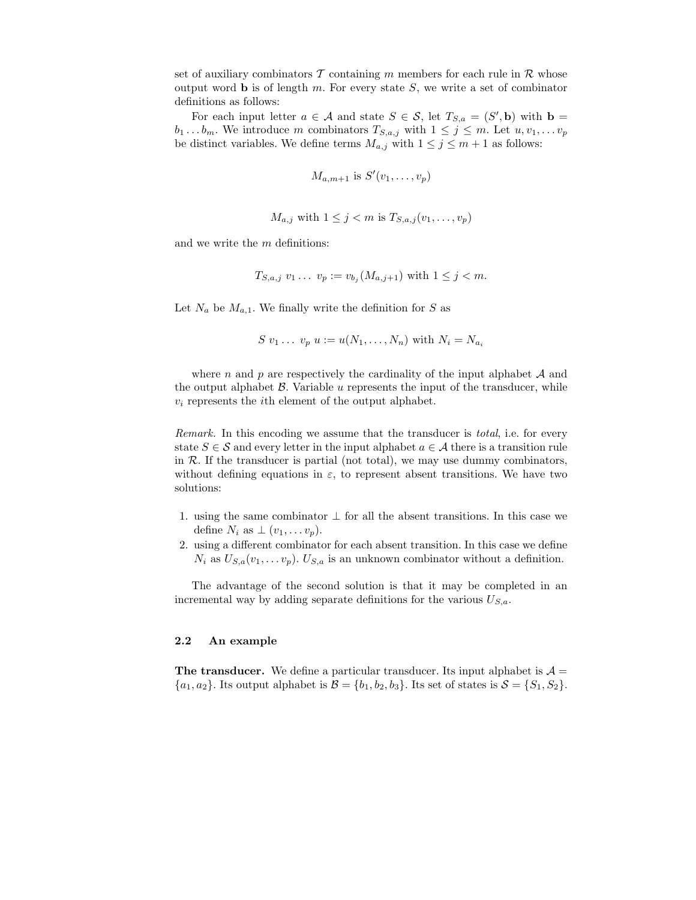set of auxiliary combinators $\mathcal{T}$ containing $m$ members for each rule in $\mathcal{R}$ whose output word $\mathbf{b}$ is of length $m$. For every state $S$, we write a set of combinator definitions as follows:

For each input letter $a \in \mathcal{A}$ and state $S \in \mathcal{S}$, let $T_{S,a} = (S', \mathbf{b})$ with $\mathbf{b} = b_1 \dots b_m$. We introduce $m$ combinators $T_{S,a,j}$ with $1 \leq j \leq m$. Let $u, v_1, \dots v_p$ be distinct variables. We define terms $M_{a,j}$ with $1 \leq j \leq m+1$ as follows:

$$M_{a,m+1} \text{ is } S'(v_1, \dots, v_p)$$

$$M_{a,j} \text{ with } 1 \leq j < m \text{ is } T_{S,a,j}(v_1, \dots, v_p)$$

and we write the $m$ definitions:

$$T_{S,a,j} \ v_1 \dots \ v_p := v_{b_j}(M_{a,j+1}) \text{ with } 1 \leq j < m.$$

Let $N_a$ be $M_{a,1}$. We finally write the definition for $S$ as

$$S \ v_1 \dots \ v_p \ u := u(N_1, \dots, N_n) \text{ with } N_i = N_{a_i}$$

where $n$ and $p$ are respectively the cardinality of the input alphabet $\mathcal{A}$ and the output alphabet $\mathcal{B}$. Variable $u$ represents the input of the transducer, while $v_i$ represents the $i$th element of the output alphabet.

*Remark.* In this encoding we assume that the transducer is *total*, i.e. for every state $S \in \mathcal{S}$ and every letter in the input alphabet $a \in \mathcal{A}$ there is a transition rule in $\mathcal{R}$. If the transducer is partial (not total), we may use dummy combinators, without defining equations in $\varepsilon$, to represent absent transitions. We have two solutions:

1. using the same combinator $\perp$ for all the absent transitions. In this case we define $N_i$ as $\perp (v_1, \dots v_p)$.
2. using a different combinator for each absent transition. In this case we define $N_i$ as $U_{S,a}(v_1, \dots v_p)$. $U_{S,a}$ is an unknown combinator without a definition.

The advantage of the second solution is that it may be completed in an incremental way by adding separate definitions for the various $U_{S,a}$.

### 2.2 An example

**The transducer.** We define a particular transducer. Its input alphabet is $\mathcal{A} = \{a_1, a_2\}$. Its output alphabet is $\mathcal{B} = \{b_1, b_2, b_3\}$. Its set of states is $\mathcal{S} = \{S_1, S_2\}$.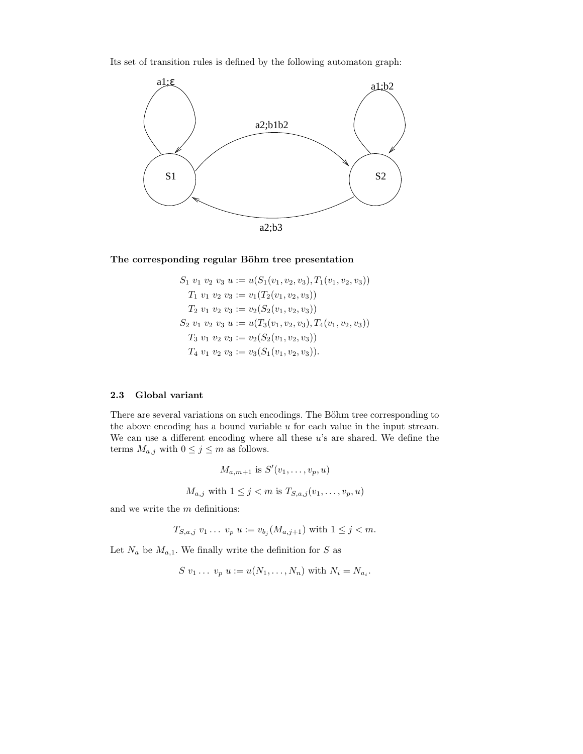Its set of transition rules is defined by the following automaton graph:

a1;ε

a1;b2

a2;b1b2

S1

S2

a2;b3

**The corresponding regular Böhm tree presentation**

$$
\begin{aligned}
S_1\ v_1\ v_2\ v_3\ u &:= u(S_1(v_1, v_2, v_3), T_1(v_1, v_2, v_3))\\
T_1\ v_1\ v_2\ v_3 &:= v_1(T_2(v_1, v_2, v_3))\\
T_2\ v_1\ v_2\ v_3 &:= v_2(S_2(v_1, v_2, v_3))\\
S_2\ v_1\ v_2\ v_3\ u &:= u(T_3(v_1, v_2, v_3), T_4(v_1, v_2, v_3))\\
T_3\ v_1\ v_2\ v_3 &:= v_2(S_2(v_1, v_2, v_3))\\
T_4\ v_1\ v_2\ v_3 &:= v_3(S_1(v_1, v_2, v_3)).
\end{aligned}
$$

### 2.3 Global variant

There are several variations on such encodings. The Böhm tree corresponding to the above encoding has a bound variable $u$ for each value in the input stream. We can use a different encoding where all these $u$'s are shared. We define the terms $M_{a,j}$ with $0 \leq j \leq m$ as follows.

$$M_{a,m+1} \text{ is } S'(v_1, \ldots, v_p, u)$$

$$M_{a,j} \text{ with } 1 \leq j < m \text{ is } T_{S,a,j}(v_1, \ldots, v_p, u)$$

and we write the $m$ definitions:

$$T_{S,a,j}\ v_1 \ldots\ v_p\ u := v_{b_j}(M_{a,j+1}) \text{ with } 1 \leq j < m.$$

Let $N_a$ be $M_{a,1}$. We finally write the definition for $S$ as

$$S\ v_1 \ldots\ v_p\ u := u(N_1, \ldots, N_n) \text{ with } N_i = N_{a_i}.$$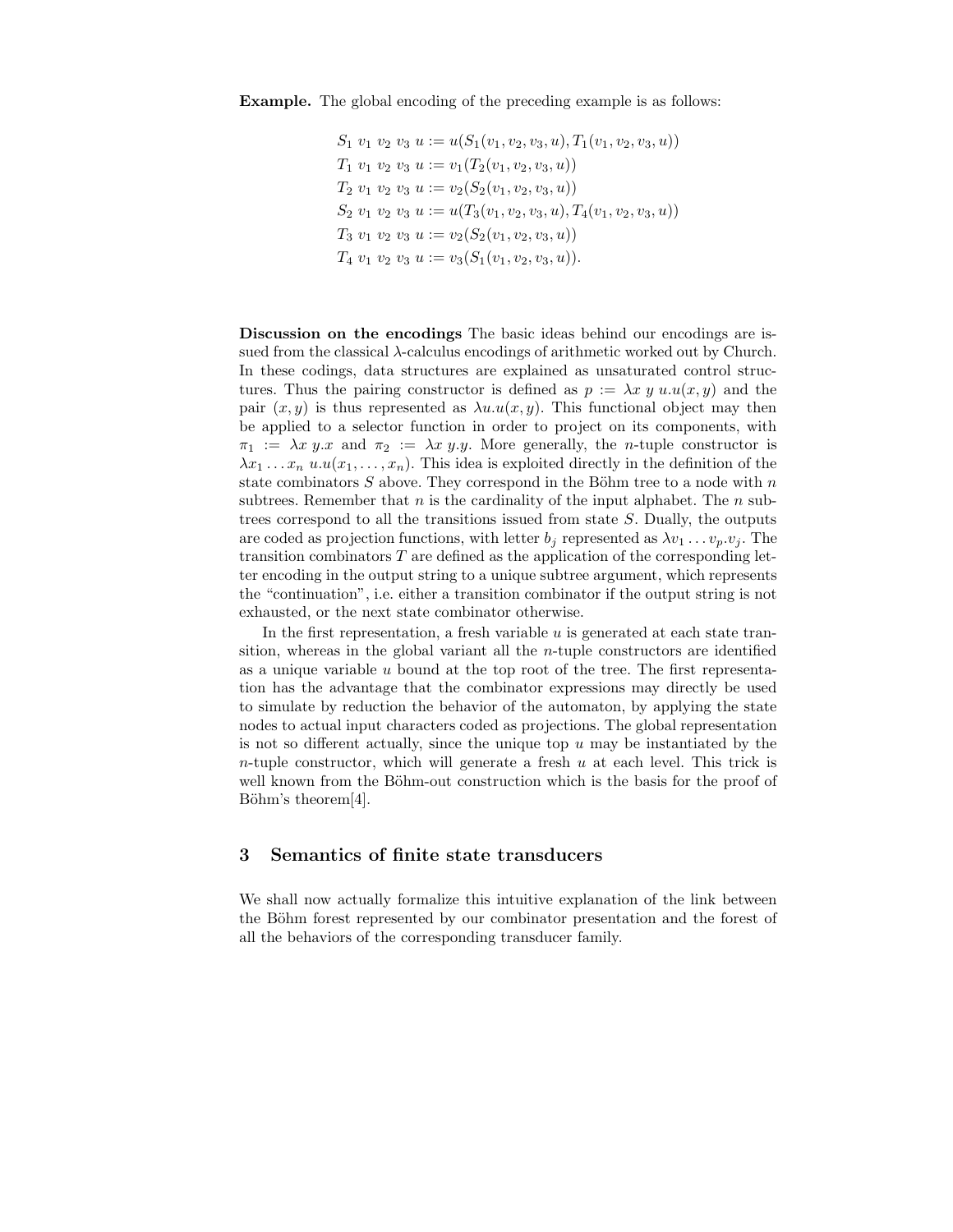**Example.** The global encoding of the preceding example is as follows:

$$
\begin{aligned}
&S_1\ v_1\ v_2\ v_3\ u := u(S_1(v_1, v_2, v_3, u), T_1(v_1, v_2, v_3, u))\\
&T_1\ v_1\ v_2\ v_3\ u := v_1(T_2(v_1, v_2, v_3, u))\\
&T_2\ v_1\ v_2\ v_3\ u := v_2(S_2(v_1, v_2, v_3, u))\\
&S_2\ v_1\ v_2\ v_3\ u := u(T_3(v_1, v_2, v_3, u), T_4(v_1, v_2, v_3, u))\\
&T_3\ v_1\ v_2\ v_3\ u := v_2(S_2(v_1, v_2, v_3, u))\\
&T_4\ v_1\ v_2\ v_3\ u := v_3(S_1(v_1, v_2, v_3, u)).
\end{aligned}
$$

**Discussion on the encodings** The basic ideas behind our encodings are issued from the classical $\lambda$-calculus encodings of arithmetic worked out by Church. In these codings, data structures are explained as unsaturated control structures. Thus the pairing constructor is defined as $p := \lambda x\ y\ u.u(x, y)$ and the pair $(x, y)$ is thus represented as $\lambda u.u(x, y)$. This functional object may then be applied to a selector function in order to project on its components, with $\pi_1 := \lambda x\ y.x$ and $\pi_2 := \lambda x\ y.y$. More generally, the $n$-tuple constructor is $\lambda x_1 \ldots x_n\ u.u(x_1, \ldots, x_n)$. This idea is exploited directly in the definition of the state combinators $S$ above. They correspond in the Böhm tree to a node with $n$ subtrees. Remember that $n$ is the cardinality of the input alphabet. The $n$ subtrees correspond to all the transitions issued from state $S$. Dually, the outputs are coded as projection functions, with letter $b_j$ represented as $\lambda v_1 \ldots v_p.v_j$. The transition combinators $T$ are defined as the application of the corresponding letter encoding in the output string to a unique subtree argument, which represents the "continuation", i.e. either a transition combinator if the output string is not exhausted, or the next state combinator otherwise.

In the first representation, a fresh variable $u$ is generated at each state transition, whereas in the global variant all the $n$-tuple constructors are identified as a unique variable $u$ bound at the top root of the tree. The first representation has the advantage that the combinator expressions may directly be used to simulate by reduction the behavior of the automaton, by applying the state nodes to actual input characters coded as projections. The global representation is not so different actually, since the unique top $u$ may be instantiated by the $n$-tuple constructor, which will generate a fresh $u$ at each level. This trick is well known from the Böhm-out construction which is the basis for the proof of Böhm's theorem[4].

## 3 Semantics of finite state transducers

We shall now actually formalize this intuitive explanation of the link between the Böhm forest represented by our combinator presentation and the forest of all the behaviors of the corresponding transducer family.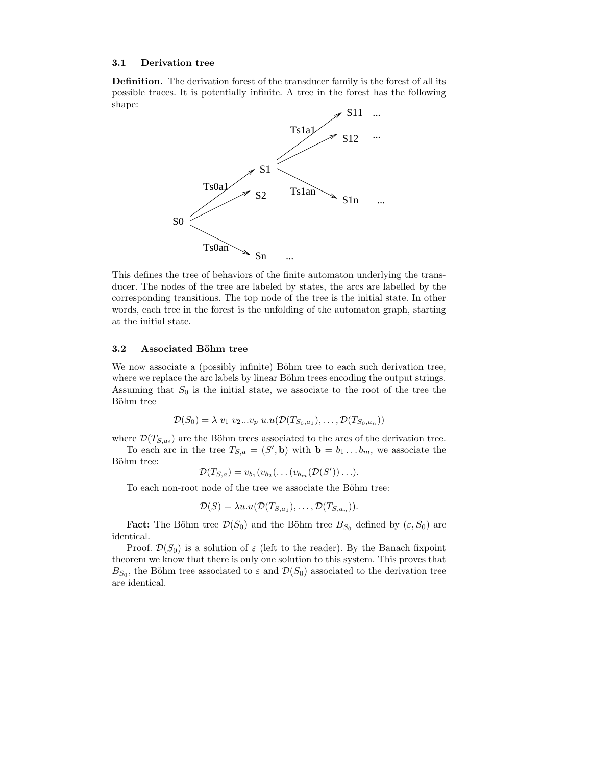### 3.1 Derivation tree

**Definition.** The derivation forest of the transducer family is the forest of all its possible traces. It is potentially infinite. A tree in the forest has the following shape:

This defines the tree of behaviors of the finite automaton underlying the transducer. The nodes of the tree are labeled by states, the arcs are labelled by the corresponding transitions. The top node of the tree is the initial state. In other words, each tree in the forest is the unfolding of the automaton graph, starting at the initial state.

### 3.2 Associated Böhm tree

We now associate a (possibly infinite) Böhm tree to each such derivation tree, where we replace the arc labels by linear Böhm trees encoding the output strings. Assuming that $S_0$ is the initial state, we associate to the root of the tree the Böhm tree

$$\mathcal{D}(S_0) = \lambda\ v_1\ v_2 ... v_p\ u.u(\mathcal{D}(T_{S_0,a_1}), \ldots, \mathcal{D}(T_{S_0,a_n}))$$

where $\mathcal{D}(T_{S,a_i})$ are the Böhm trees associated to the arcs of the derivation tree.

To each arc in the tree $T_{S,a} = (S', \mathbf{b})$ with $\mathbf{b} = b_1 \ldots b_m$, we associate the Böhm tree:

$$\mathcal{D}(T_{S,a}) = v_{b_1}(v_{b_2}(\ldots(v_{b_m}(\mathcal{D}(S'))\ldots).$$

To each non-root node of the tree we associate the Böhm tree:

$$\mathcal{D}(S) = \lambda u.u(\mathcal{D}(T_{S,a_1}), \ldots, \mathcal{D}(T_{S,a_n})).$$

**Fact:** The Böhm tree $\mathcal{D}(S_0)$ and the Böhm tree $B_{S_0}$ defined by $(\varepsilon, S_0)$ are identical.

Proof. $\mathcal{D}(S_0)$ is a solution of $\varepsilon$ (left to the reader). By the Banach fixpoint theorem we know that there is only one solution to this system. This proves that $B_{S_0}$, the Böhm tree associated to $\varepsilon$ and $\mathcal{D}(S_0)$ associated to the derivation tree are identical.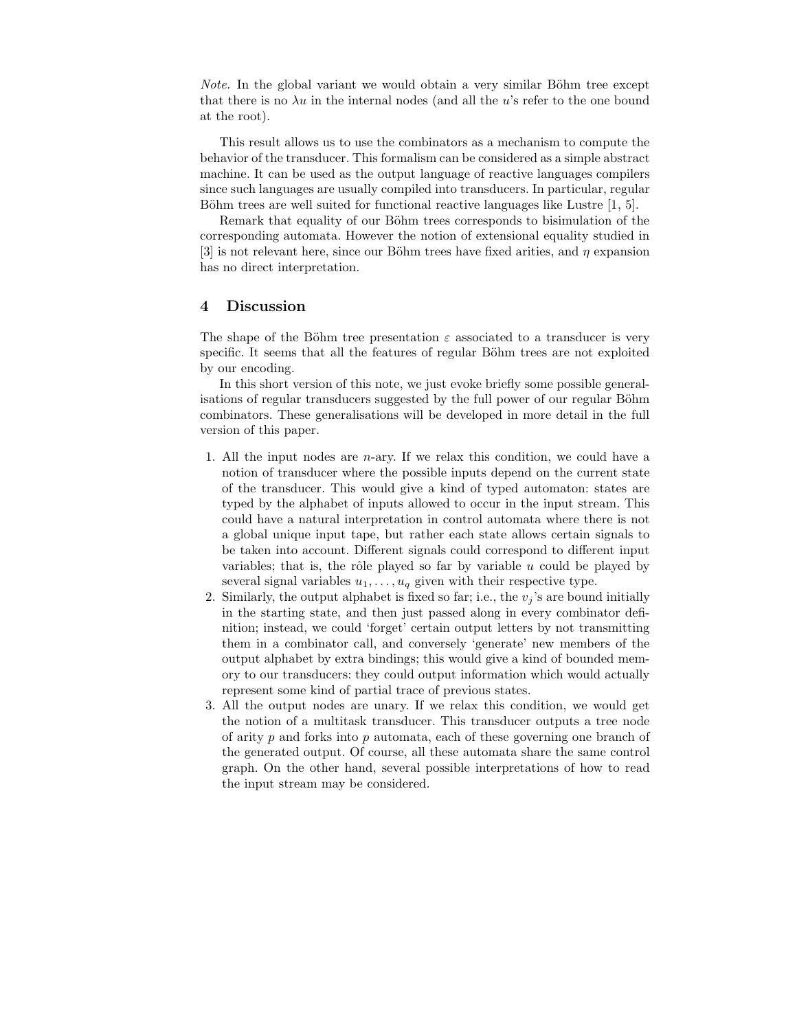*Note.* In the global variant we would obtain a very similar Böhm tree except that there is no $\lambda u$ in the internal nodes (and all the $u$'s refer to the one bound at the root).

This result allows us to use the combinators as a mechanism to compute the behavior of the transducer. This formalism can be considered as a simple abstract machine. It can be used as the output language of reactive languages compilers since such languages are usually compiled into transducers. In particular, regular Böhm trees are well suited for functional reactive languages like Lustre [1, 5].

Remark that equality of our Böhm trees corresponds to bisimulation of the corresponding automata. However the notion of extensional equality studied in [3] is not relevant here, since our Böhm trees have fixed arities, and $\eta$ expansion has no direct interpretation.

## 4 Discussion

The shape of the Böhm tree presentation $\varepsilon$ associated to a transducer is very specific. It seems that all the features of regular Böhm trees are not exploited by our encoding.

In this short version of this note, we just evoke briefly some possible generalisations of regular transducers suggested by the full power of our regular Böhm combinators. These generalisations will be developed in more detail in the full version of this paper.

1. All the input nodes are $n$-ary. If we relax this condition, we could have a notion of transducer where the possible inputs depend on the current state of the transducer. This would give a kind of typed automaton: states are typed by the alphabet of inputs allowed to occur in the input stream. This could have a natural interpretation in control automata where there is not a global unique input tape, but rather each state allows certain signals to be taken into account. Different signals could correspond to different input variables; that is, the rôle played so far by variable $u$ could be played by several signal variables $u_1, \ldots, u_q$ given with their respective type.
2. Similarly, the output alphabet is fixed so far; i.e., the $v_j$'s are bound initially in the starting state, and then just passed along in every combinator definition; instead, we could 'forget' certain output letters by not transmitting them in a combinator call, and conversely 'generate' new members of the output alphabet by extra bindings; this would give a kind of bounded memory to our transducers: they could output information which would actually represent some kind of partial trace of previous states.
3. All the output nodes are unary. If we relax this condition, we would get the notion of a multitask transducer. This transducer outputs a tree node of arity $p$ and forks into $p$ automata, each of these governing one branch of the generated output. Of course, all these automata share the same control graph. On the other hand, several possible interpretations of how to read the input stream may be considered.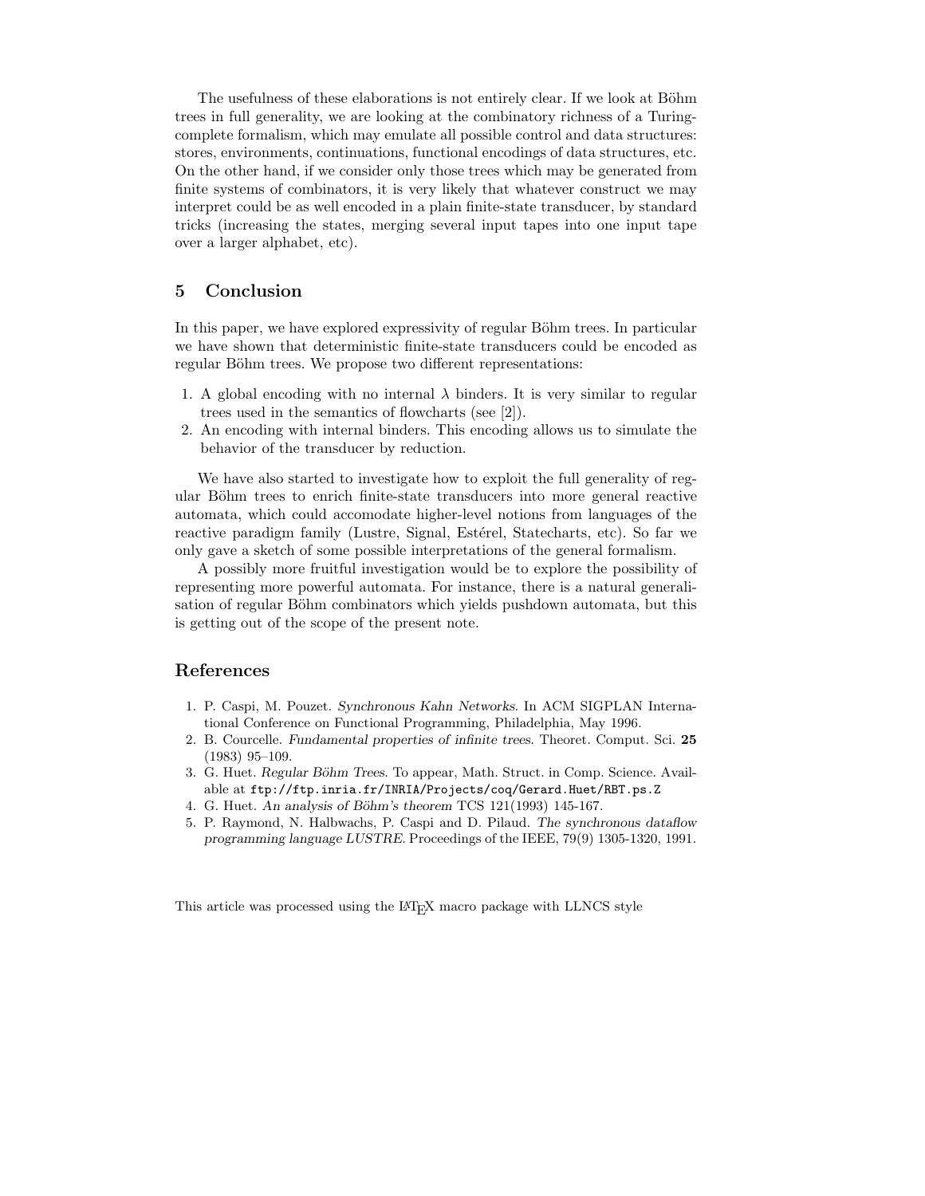The usefulness of these elaborations is not entirely clear. If we look at Böhm trees in full generality, we are looking at the combinatory richness of a Turing-complete formalism, which may emulate all possible control and data structures: stores, environments, continuations, functional encodings of data structures, etc. On the other hand, if we consider only those trees which may be generated from finite systems of combinators, it is very likely that whatever construct we may interpret could be as well encoded in a plain finite-state transducer, by standard tricks (increasing the states, merging several input tapes into one input tape over a larger alphabet, etc).

## 5 Conclusion

In this paper, we have explored expressivity of regular Böhm trees. In particular we have shown that deterministic finite-state transducers could be encoded as regular Böhm trees. We propose two different representations:

1. A global encoding with no internal $\lambda$ binders. It is very similar to regular trees used in the semantics of flowcharts (see [2]).
2. An encoding with internal binders. This encoding allows us to simulate the behavior of the transducer by reduction.

We have also started to investigate how to exploit the full generality of regular Böhm trees to enrich finite-state transducers into more general reactive automata, which could accomodate higher-level notions from languages of the reactive paradigm family (Lustre, Signal, Estérel, Statecharts, etc). So far we only gave a sketch of some possible interpretations of the general formalism.

A possibly more fruitful investigation would be to explore the possibility of representing more powerful automata. For instance, there is a natural generalisation of regular Böhm combinators which yields pushdown automata, but this is getting out of the scope of the present note.

## References

1. P. Caspi, M. Pouzet. *Synchronous Kahn Networks*. In ACM SIGPLAN International Conference on Functional Programming, Philadelphia, May 1996.
2. B. Courcelle. *Fundamental properties of infinite trees*. Theoret. Comput. Sci. **25** (1983) 95–109.
3. G. Huet. *Regular Böhm Trees*. To appear, Math. Struct. in Comp. Science. Available at `ftp://ftp.inria.fr/INRIA/Projects/coq/Gerard.Huet/RBT.ps.Z`
4. G. Huet. *An analysis of Böhm's theorem* TCS 121(1993) 145-167.
5. P. Raymond, N. Halbwachs, P. Caspi and D. Pilaud. *The synchronous dataflow programming language LUSTRE*. Proceedings of the IEEE, 79(9) 1305-1320, 1991.

This article was processed using the LaTeX macro package with LLNCS style